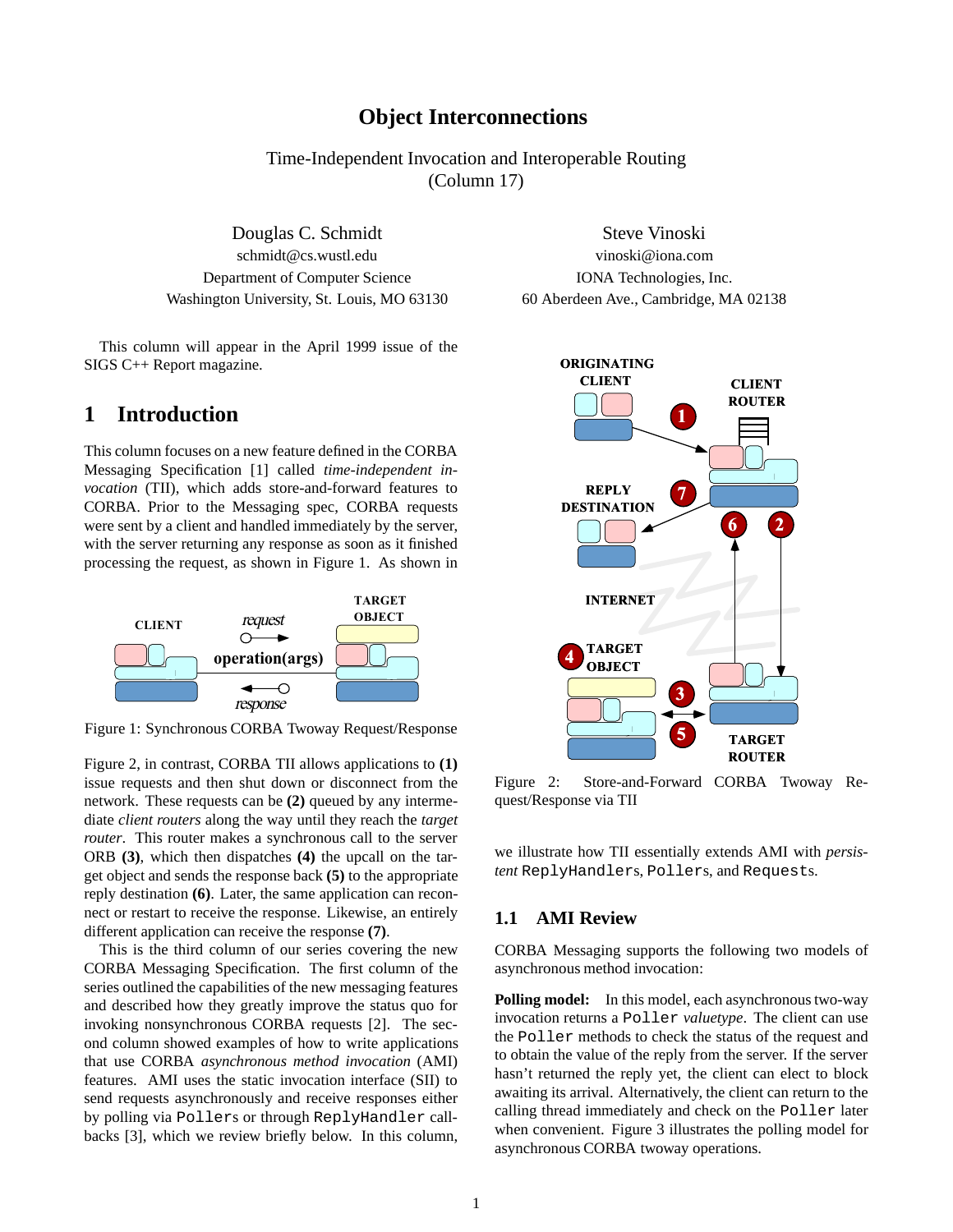# Object Interconnections

Time-Independent Invocation and Interoperable Routing
(Column 17)

Douglas C. Schmidt
schmidt@cs.wustl.edu
Department of Computer Science
Washington University, St. Louis, MO 63130

Steve Vinoski
vinoski@iona.com
IONA Technologies, Inc.
60 Aberdeen Ave., Cambridge, MA 02138

This column will appear in the April 1999 issue of the SIGS C++ Report magazine.

## 1 Introduction

This column focuses on a new feature defined in the CORBA Messaging Specification [1] called *time-independent invocation* (TII), which adds store-and-forward features to CORBA. Prior to the Messaging spec, CORBA requests were sent by a client and handled immediately by the server, with the server returning any response as soon as it finished processing the request, as shown in Figure 1. As shown in Figure 2, in contrast, CORBA TII allows applications to **(1)** issue requests and then shut down or disconnect from the network. These requests can be **(2)** queued by any intermediate *client routers* along the way until they reach the *target router*. This router makes a synchronous call to the server ORB **(3)**, which then dispatches **(4)** the upcall on the target object and sends the response back **(5)** to the appropriate reply destination **(6)**. Later, the same application can reconnect or restart to receive the response. Likewise, an entirely different application can receive the response **(7)**.

CLIENT
request
operation(args)
response
TARGET OBJECT

Figure 1: Synchronous CORBA Twoway Request/Response

This is the third column of our series covering the new CORBA Messaging Specification. The first column of the series outlined the capabilities of the new messaging features and described how they greatly improve the status quo for invoking nonsynchronous CORBA requests [2]. The second column showed examples of how to write applications that use CORBA *asynchronous method invocation* (AMI) features. AMI uses the static invocation interface (SII) to send requests asynchronously and receive responses either by polling via `Poller`s or through `ReplyHandler` callbacks [3], which we review briefly below. In this column, we illustrate how TII essentially extends AMI with *persistent* `ReplyHandler`s, `Poller`s, and `Request`s.

ORIGINATING CLIENT
CLIENT ROUTER
REPLY DESTINATION
INTERNET
TARGET OBJECT
TARGET ROUTER
1
2
3
4
5
6
7

Figure 2: Store-and-Forward CORBA Twoway Request/Response via TII

### 1.1 AMI Review

CORBA Messaging supports the following two models of asynchronous method invocation:

**Polling model:** In this model, each asynchronous two-way invocation returns a `Poller` *valuetype*. The client can use the `Poller` methods to check the status of the request and to obtain the value of the reply from the server. If the server hasn't returned the reply yet, the client can elect to block awaiting its arrival. Alternatively, the client can return to the calling thread immediately and check on the `Poller` later when convenient. Figure 3 illustrates the polling model for asynchronous CORBA twoway operations.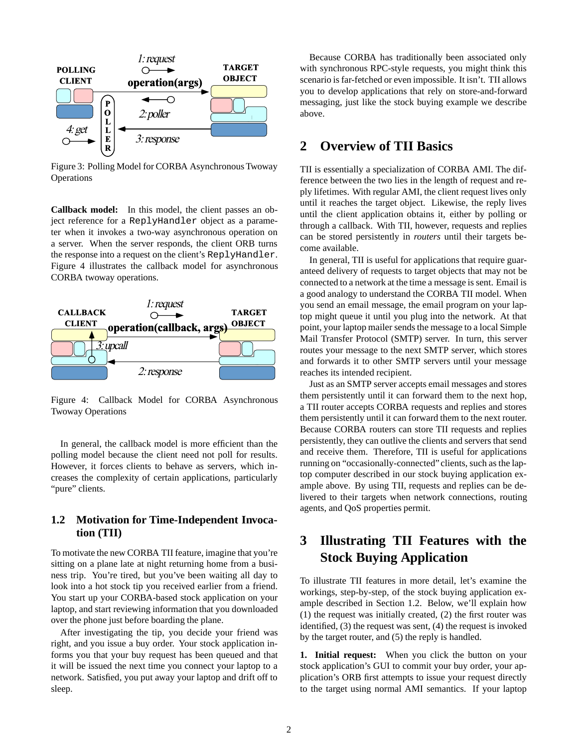1: request

POLLING CLIENT

TARGET OBJECT

operation(args)

P O L L E R

2: poller

4: get

3: response

Figure 3: Polling Model for CORBA Asynchronous Twoway Operations

**Callback model:** In this model, the client passes an object reference for a `ReplyHandler` object as a parameter when it invokes a two-way asynchronous operation on a server. When the server responds, the client ORB turns the response into a request on the client's `ReplyHandler`. Figure 4 illustrates the callback model for asynchronous CORBA twoway operations.

1: request

CALLBACK CLIENT

TARGET OBJECT

operation(callback, args)

3: upcall

2: response

Figure 4: Callback Model for CORBA Asynchronous Twoway Operations

In general, the callback model is more efficient than the polling model because the client need not poll for results. However, it forces clients to behave as servers, which increases the complexity of certain applications, particularly "pure" clients.

### 1.2 Motivation for Time-Independent Invocation (TII)

To motivate the new CORBA TII feature, imagine that you're sitting on a plane late at night returning home from a business trip. You're tired, but you've been waiting all day to look into a hot stock tip you received earlier from a friend. You start up your CORBA-based stock application on your laptop, and start reviewing information that you downloaded over the phone just before boarding the plane.

After investigating the tip, you decide your friend was right, and you issue a buy order. Your stock application informs you that your buy request has been queued and that it will be issued the next time you connect your laptop to a network. Satisfied, you put away your laptop and drift off to sleep.

Because CORBA has traditionally been associated only with synchronous RPC-style requests, you might think this scenario is far-fetched or even impossible. It isn't. TII allows you to develop applications that rely on store-and-forward messaging, just like the stock buying example we describe above.

## 2 Overview of TII Basics

TII is essentially a specialization of CORBA AMI. The difference between the two lies in the length of request and reply lifetimes. With regular AMI, the client request lives only until it reaches the target object. Likewise, the reply lives until the client application obtains it, either by polling or through a callback. With TII, however, requests and replies can be stored persistently in *routers* until their targets become available.

In general, TII is useful for applications that require guaranteed delivery of requests to target objects that may not be connected to a network at the time a message is sent. Email is a good analogy to understand the CORBA TII model. When you send an email message, the email program on your laptop might queue it until you plug into the network. At that point, your laptop mailer sends the message to a local Simple Mail Transfer Protocol (SMTP) server. In turn, this server routes your message to the next SMTP server, which stores and forwards it to other SMTP servers until your message reaches its intended recipient.

Just as an SMTP server accepts email messages and stores them persistently until it can forward them to the next hop, a TII router accepts CORBA requests and replies and stores them persistently until it can forward them to the next router. Because CORBA routers can store TII requests and replies persistently, they can outlive the clients and servers that send and receive them. Therefore, TII is useful for applications running on "occasionally-connected" clients, such as the laptop computer described in our stock buying application example above. By using TII, requests and replies can be delivered to their targets when network connections, routing agents, and QoS properties permit.

## 3 Illustrating TII Features with the Stock Buying Application

To illustrate TII features in more detail, let's examine the workings, step-by-step, of the stock buying application example described in Section 1.2. Below, we'll explain how (1) the request was initially created, (2) the first router was identified, (3) the request was sent, (4) the request is invoked by the target router, and (5) the reply is handled.

**1. Initial request:** When you click the button on your stock application's GUI to commit your buy order, your application's ORB first attempts to issue your request directly to the target using normal AMI semantics. If your laptop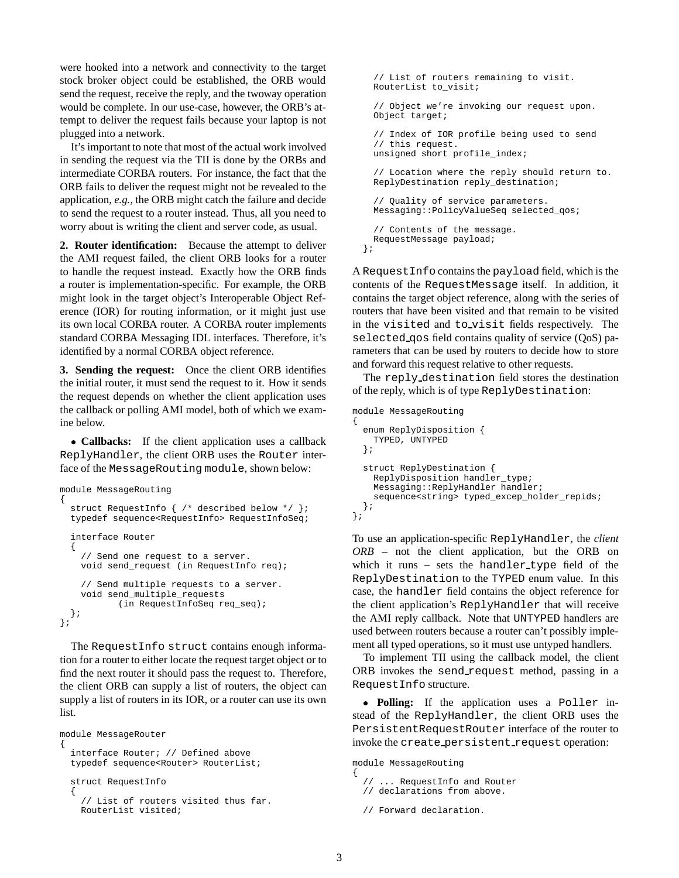were hooked into a network and connectivity to the target stock broker object could be established, the ORB would send the request, receive the reply, and the twoway operation would be complete. In our use-case, however, the ORB's attempt to deliver the request fails because your laptop is not plugged into a network.

It's important to note that most of the actual work involved in sending the request via the TII is done by the ORBs and intermediate CORBA routers. For instance, the fact that the ORB fails to deliver the request might not be revealed to the application, *e.g.*, the ORB might catch the failure and decide to send the request to a router instead. Thus, all you need to worry about is writing the client and server code, as usual.

**2. Router identification:** Because the attempt to deliver the AMI request failed, the client ORB looks for a router to handle the request instead. Exactly how the ORB finds a router is implementation-specific. For example, the ORB might look in the target object's Interoperable Object Reference (IOR) for routing information, or it might just use its own local CORBA router. A CORBA router implements standard CORBA Messaging IDL interfaces. Therefore, it's identified by a normal CORBA object reference.

**3. Sending the request:** Once the client ORB identifies the initial router, it must send the request to it. How it sends the request depends on whether the client application uses the callback or polling AMI model, both of which we examine below.

- **Callbacks:** If the client application uses a callback `ReplyHandler`, the client ORB uses the `Router` interface of the `MessageRouting module`, shown below:

```
module MessageRouting
{
  struct RequestInfo { /* described below */ };
  typedef sequence<RequestInfo> RequestInfoSeq;

  interface Router
  {
    // Send one request to a server.
    void send_request (in RequestInfo req);

    // Send multiple requests to a server.
    void send_multiple_requests
           (in RequestInfoSeq req_seq);
  };
};
```

The `RequestInfo struct` contains enough information for a router to either locate the request target object or to find the next router it should pass the request to. Therefore, the client ORB can supply a list of routers, the object can supply a list of routers in its IOR, or a router can use its own list.

```
module MessageRouter
{
  interface Router; // Defined above
  typedef sequence<Router> RouterList;

  struct RequestInfo
  {
    // List of routers visited thus far.
    RouterList visited;

    // List of routers remaining to visit.
    RouterList to_visit;

    // Object we're invoking our request upon.
    Object target;

    // Index of IOR profile being used to send
    // this request.
    unsigned short profile_index;

    // Location where the reply should return to.
    ReplyDestination reply_destination;

    // Quality of service parameters.
    Messaging::PolicyValueSeq selected_qos;

    // Contents of the message.
    RequestMessage payload;
  };
```

A `RequestInfo` contains the `payload` field, which is the contents of the `RequestMessage` itself. In addition, it contains the target object reference, along with the series of routers that have been visited and that remain to be visited in the `visited` and `to_visit` fields respectively. The `selected_qos` field contains quality of service (QoS) parameters that can be used by routers to decide how to store and forward this request relative to other requests.

The `reply_destination` field stores the destination of the reply, which is of type `ReplyDestination`:

```
module MessageRouting
{
  enum ReplyDisposition {
    TYPED, UNTYPED
  };

  struct ReplyDestination {
    ReplyDisposition handler_type;
    Messaging::ReplyHandler handler;
    sequence<string> typed_excep_holder_repids;
  };
};
```

To use an application-specific `ReplyHandler`, the *client ORB* – not the client application, but the ORB on which it runs – sets the `handler_type` field of the `ReplyDestination` to the `TYPED` enum value. In this case, the `handler` field contains the object reference for the client application's `ReplyHandler` that will receive the AMI reply callback. Note that `UNTYPED` handlers are used between routers because a router can't possibly implement all typed operations, so it must use untyped handlers.

To implement TII using the callback model, the client ORB invokes the `send_request` method, passing in a `RequestInfo` structure.

- **Polling:** If the application uses a `Poller` instead of the `ReplyHandler`, the client ORB uses the `PersistentRequestRouter` interface of the router to invoke the `create_persistent_request` operation:

```
module MessageRouting
{
  // ... RequestInfo and Router
  // declarations from above.

  // Forward declaration.
```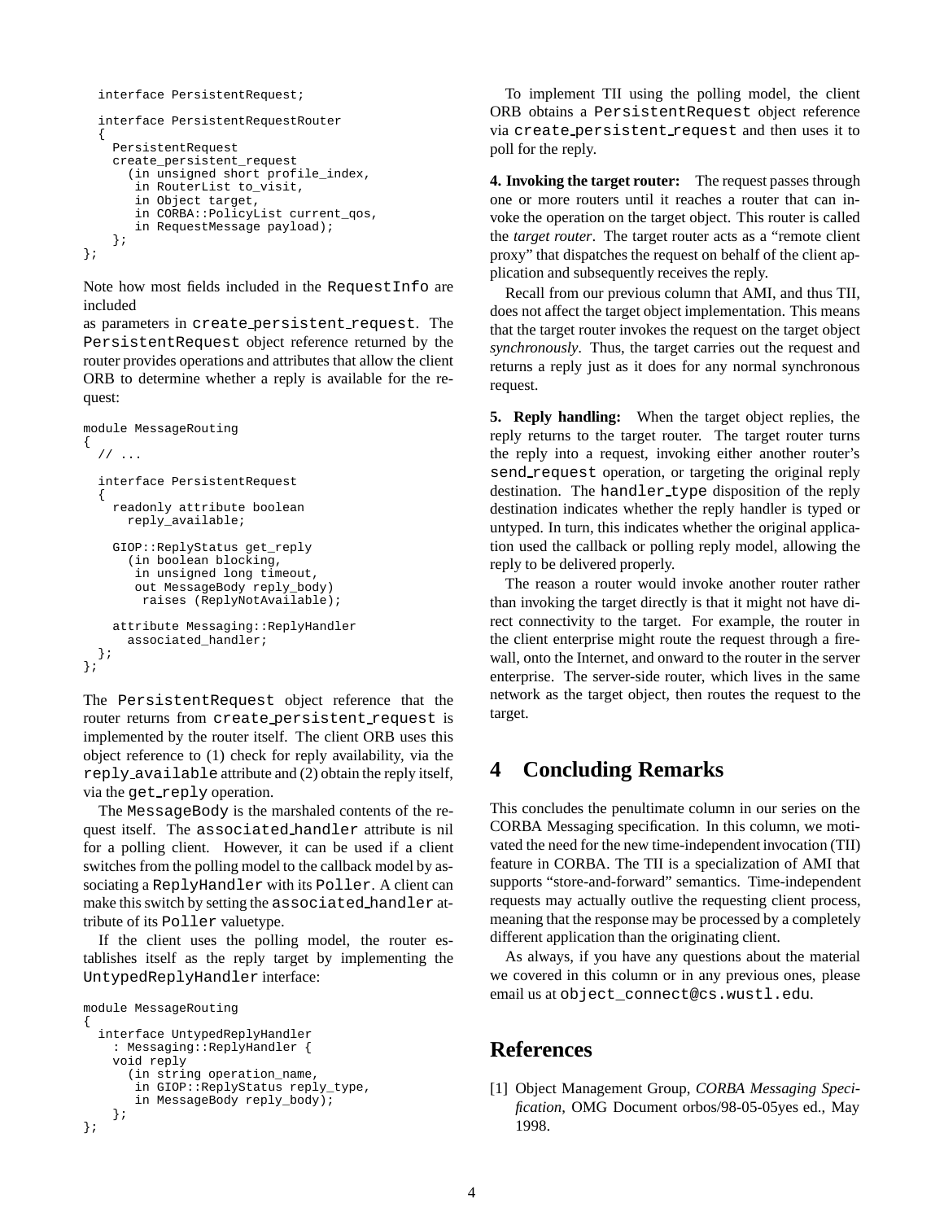```
  interface PersistentRequest;

  interface PersistentRequestRouter
  {
    PersistentRequest
    create_persistent_request
      (in unsigned short profile_index,
       in RouterList to_visit,
       in Object target,
       in CORBA::PolicyList current_qos,
       in RequestMessage payload);
    };
};
```

Note how most fields included in the `RequestInfo` are included
as parameters in `create_persistent_request`. The `PersistentRequest` object reference returned by the router provides operations and attributes that allow the client ORB to determine whether a reply is available for the request:

```
module MessageRouting
{
  // ...

  interface PersistentRequest
  {
    readonly attribute boolean
      reply_available;

    GIOP::ReplyStatus get_reply
      (in boolean blocking,
       in unsigned long timeout,
       out MessageBody reply_body)
        raises (ReplyNotAvailable);

    attribute Messaging::ReplyHandler
      associated_handler;
  };
};
```

The `PersistentRequest` object reference that the router returns from `create_persistent_request` is implemented by the router itself. The client ORB uses this object reference to (1) check for reply availability, via the `reply_available` attribute and (2) obtain the reply itself, via the `get_reply` operation.

The `MessageBody` is the marshaled contents of the request itself. The `associated_handler` attribute is nil for a polling client. However, it can be used if a client switches from the polling model to the callback model by associating a `ReplyHandler` with its `Poller`. A client can make this switch by setting the `associated_handler` attribute of its `Poller` valuetype.

If the client uses the polling model, the router establishes itself as the reply target by implementing the `UntypedReplyHandler` interface:

```
module MessageRouting
{
  interface UntypedReplyHandler
    : Messaging::ReplyHandler {
    void reply
      (in string operation_name,
       in GIOP::ReplyStatus reply_type,
       in MessageBody reply_body);
    };
};
```

To implement TII using the polling model, the client ORB obtains a `PersistentRequest` object reference via `create_persistent_request` and then uses it to poll for the reply.

**4. Invoking the target router:** The request passes through one or more routers until it reaches a router that can invoke the operation on the target object. This router is called the *target router*. The target router acts as a "remote client proxy" that dispatches the request on behalf of the client application and subsequently receives the reply.

Recall from our previous column that AMI, and thus TII, does not affect the target object implementation. This means that the target router invokes the request on the target object *synchronously*. Thus, the target carries out the request and returns a reply just as it does for any normal synchronous request.

**5. Reply handling:** When the target object replies, the reply returns to the target router. The target router turns the reply into a request, invoking either another router's `send_request` operation, or targeting the original reply destination. The `handler_type` disposition of the reply destination indicates whether the reply handler is typed or untyped. In turn, this indicates whether the original application used the callback or polling reply model, allowing the reply to be delivered properly.

The reason a router would invoke another router rather than invoking the target directly is that it might not have direct connectivity to the target. For example, the router in the client enterprise might route the request through a firewall, onto the Internet, and onward to the router in the server enterprise. The server-side router, which lives in the same network as the target object, then routes the request to the target.

# 4 Concluding Remarks

This concludes the penultimate column in our series on the CORBA Messaging specification. In this column, we motivated the need for the new time-independent invocation (TII) feature in CORBA. The TII is a specialization of AMI that supports "store-and-forward" semantics. Time-independent requests may actually outlive the requesting client process, meaning that the response may be processed by a completely different application than the originating client.

As always, if you have any questions about the material we covered in this column or in any previous ones, please email us at `object_connect@cs.wustl.edu`.

# References

[1] Object Management Group, *CORBA Messaging Specification*, OMG Document orbos/98-05-05yes ed., May 1998.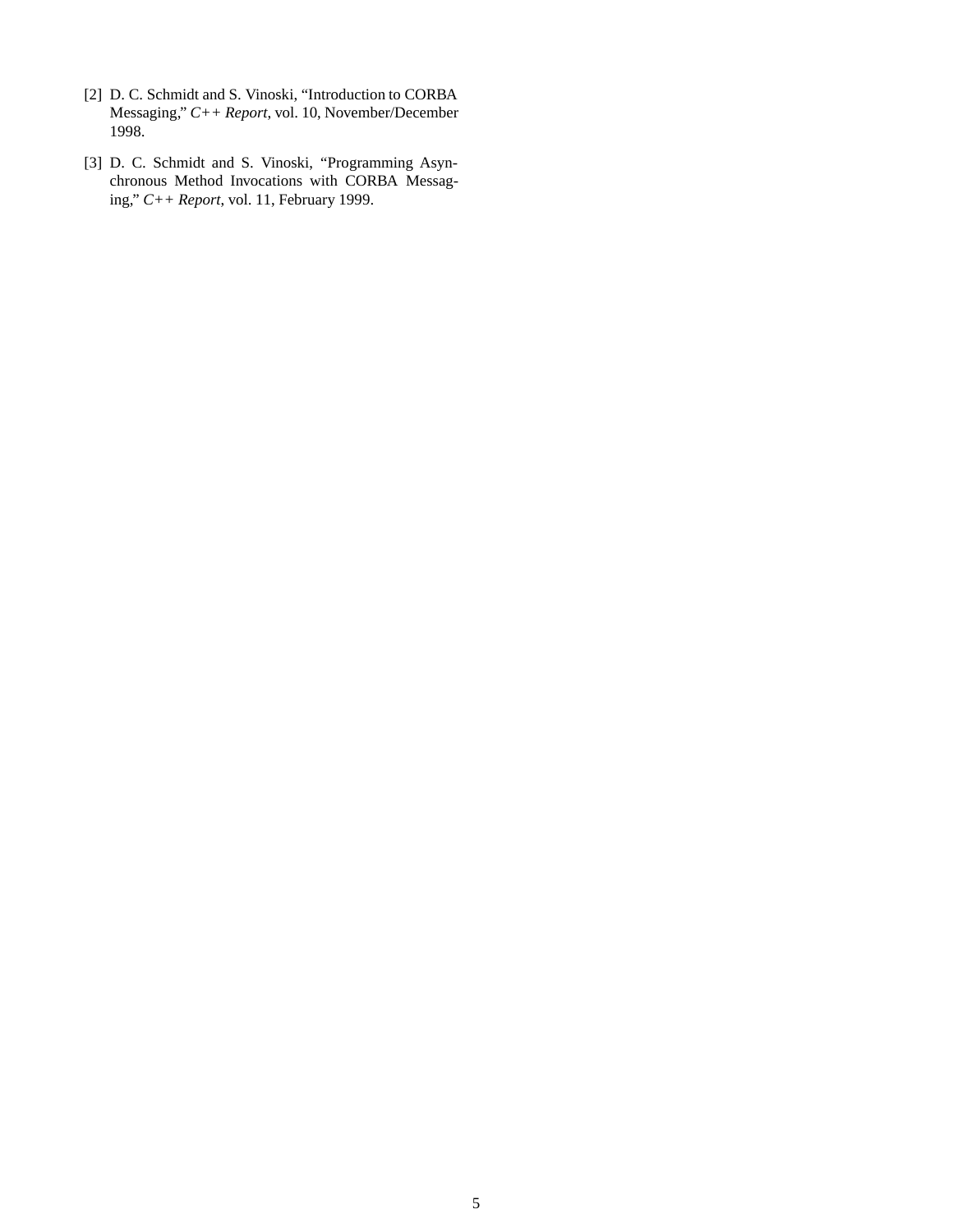[2] D. C. Schmidt and S. Vinoski, "Introduction to CORBA Messaging," *C++ Report*, vol. 10, November/December 1998.

[3] D. C. Schmidt and S. Vinoski, "Programming Asynchronous Method Invocations with CORBA Messaging," *C++ Report*, vol. 11, February 1999.